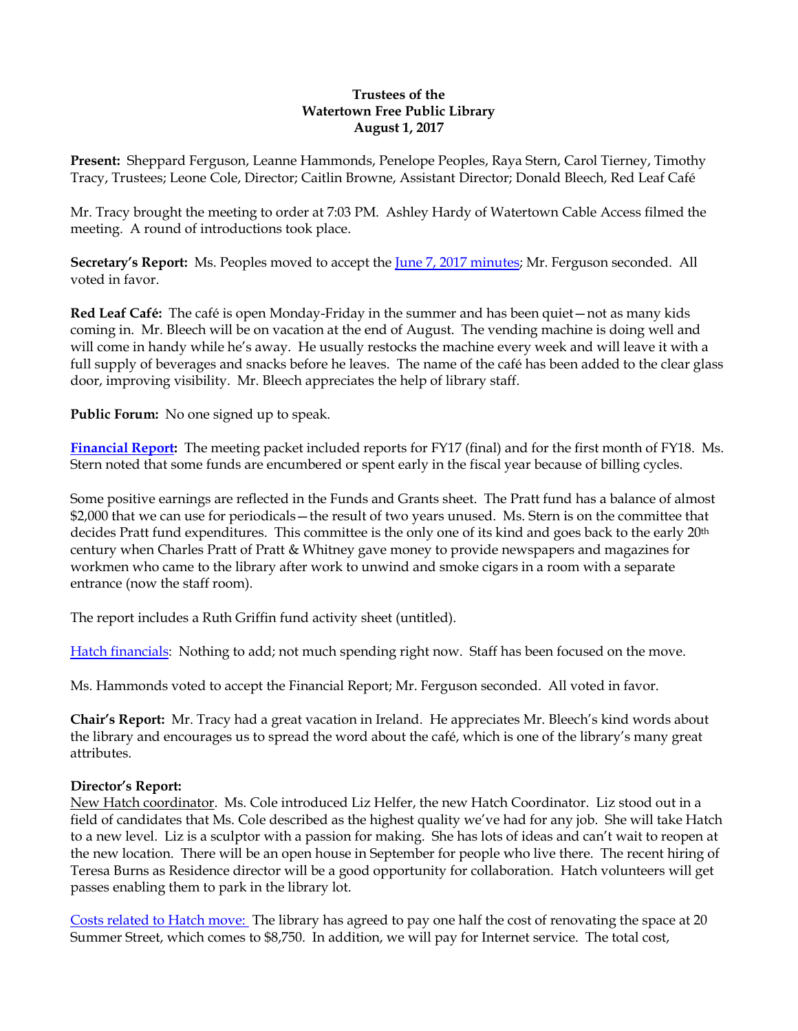**Trustees of the**
**Watertown Free Public Library**
**August 1, 2017**

**Present:** Sheppard Ferguson, Leanne Hammonds, Penelope Peoples, Raya Stern, Carol Tierney, Timothy Tracy, Trustees; Leone Cole, Director; Caitlin Browne, Assistant Director; Donald Bleech, Red Leaf Café

Mr. Tracy brought the meeting to order at 7:03 PM. Ashley Hardy of Watertown Cable Access filmed the meeting. A round of introductions took place.

**Secretary's Report:** Ms. Peoples moved to accept the June 7, 2017 minutes; Mr. Ferguson seconded. All voted in favor.

**Red Leaf Café:** The café is open Monday-Friday in the summer and has been quiet—not as many kids coming in. Mr. Bleech will be on vacation at the end of August. The vending machine is doing well and will come in handy while he's away. He usually restocks the machine every week and will leave it with a full supply of beverages and snacks before he leaves. The name of the café has been added to the clear glass door, improving visibility. Mr. Bleech appreciates the help of library staff.

**Public Forum:** No one signed up to speak.

**Financial Report:** The meeting packet included reports for FY17 (final) and for the first month of FY18. Ms. Stern noted that some funds are encumbered or spent early in the fiscal year because of billing cycles.

Some positive earnings are reflected in the Funds and Grants sheet. The Pratt fund has a balance of almost $2,000 that we can use for periodicals—the result of two years unused. Ms. Stern is on the committee that decides Pratt fund expenditures. This committee is the only one of its kind and goes back to the early 20th century when Charles Pratt of Pratt & Whitney gave money to provide newspapers and magazines for workmen who came to the library after work to unwind and smoke cigars in a room with a separate entrance (now the staff room).

The report includes a Ruth Griffin fund activity sheet (untitled).

Hatch financials: Nothing to add; not much spending right now. Staff has been focused on the move.

Ms. Hammonds voted to accept the Financial Report; Mr. Ferguson seconded. All voted in favor.

**Chair's Report:** Mr. Tracy had a great vacation in Ireland. He appreciates Mr. Bleech's kind words about the library and encourages us to spread the word about the café, which is one of the library's many great attributes.

**Director's Report:**
New Hatch coordinator. Ms. Cole introduced Liz Helfer, the new Hatch Coordinator. Liz stood out in a field of candidates that Ms. Cole described as the highest quality we've had for any job. She will take Hatch to a new level. Liz is a sculptor with a passion for making. She has lots of ideas and can't wait to reopen at the new location. There will be an open house in September for people who live there. The recent hiring of Teresa Burns as Residence director will be a good opportunity for collaboration. Hatch volunteers will get passes enabling them to park in the library lot.

Costs related to Hatch move: The library has agreed to pay one half the cost of renovating the space at 20 Summer Street, which comes to $8,750. In addition, we will pay for Internet service. The total cost,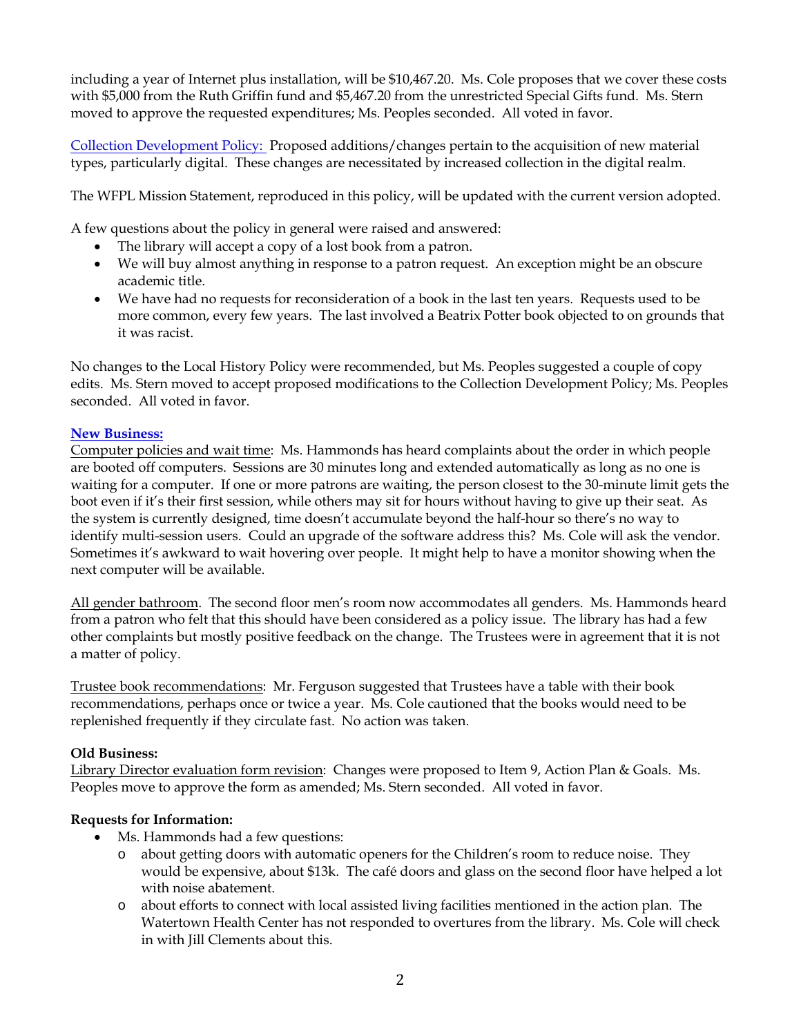including a year of Internet plus installation, will be $10,467.20. Ms. Cole proposes that we cover these costs with $5,000 from the Ruth Griffin fund and $5,467.20 from the unrestricted Special Gifts fund. Ms. Stern moved to approve the requested expenditures; Ms. Peoples seconded. All voted in favor.

Collection Development Policy: Proposed additions/changes pertain to the acquisition of new material types, particularly digital. These changes are necessitated by increased collection in the digital realm.

The WFPL Mission Statement, reproduced in this policy, will be updated with the current version adopted.

A few questions about the policy in general were raised and answered:

- The library will accept a copy of a lost book from a patron.
- We will buy almost anything in response to a patron request. An exception might be an obscure academic title.
- We have had no requests for reconsideration of a book in the last ten years. Requests used to be more common, every few years. The last involved a Beatrix Potter book objected to on grounds that it was racist.

No changes to the Local History Policy were recommended, but Ms. Peoples suggested a couple of copy edits. Ms. Stern moved to accept proposed modifications to the Collection Development Policy; Ms. Peoples seconded. All voted in favor.

**New Business:**

Computer policies and wait time: Ms. Hammonds has heard complaints about the order in which people are booted off computers. Sessions are 30 minutes long and extended automatically as long as no one is waiting for a computer. If one or more patrons are waiting, the person closest to the 30-minute limit gets the boot even if it's their first session, while others may sit for hours without having to give up their seat. As the system is currently designed, time doesn't accumulate beyond the half-hour so there's no way to identify multi-session users. Could an upgrade of the software address this? Ms. Cole will ask the vendor. Sometimes it's awkward to wait hovering over people. It might help to have a monitor showing when the next computer will be available.

All gender bathroom. The second floor men's room now accommodates all genders. Ms. Hammonds heard from a patron who felt that this should have been considered as a policy issue. The library has had a few other complaints but mostly positive feedback on the change. The Trustees were in agreement that it is not a matter of policy.

Trustee book recommendations: Mr. Ferguson suggested that Trustees have a table with their book recommendations, perhaps once or twice a year. Ms. Cole cautioned that the books would need to be replenished frequently if they circulate fast. No action was taken.

**Old Business:**

Library Director evaluation form revision: Changes were proposed to Item 9, Action Plan & Goals. Ms. Peoples move to approve the form as amended; Ms. Stern seconded. All voted in favor.

**Requests for Information:**

- Ms. Hammonds had a few questions:
  - about getting doors with automatic openers for the Children's room to reduce noise. They would be expensive, about $13k. The café doors and glass on the second floor have helped a lot with noise abatement.
  - about efforts to connect with local assisted living facilities mentioned in the action plan. The Watertown Health Center has not responded to overtures from the library. Ms. Cole will check in with Jill Clements about this.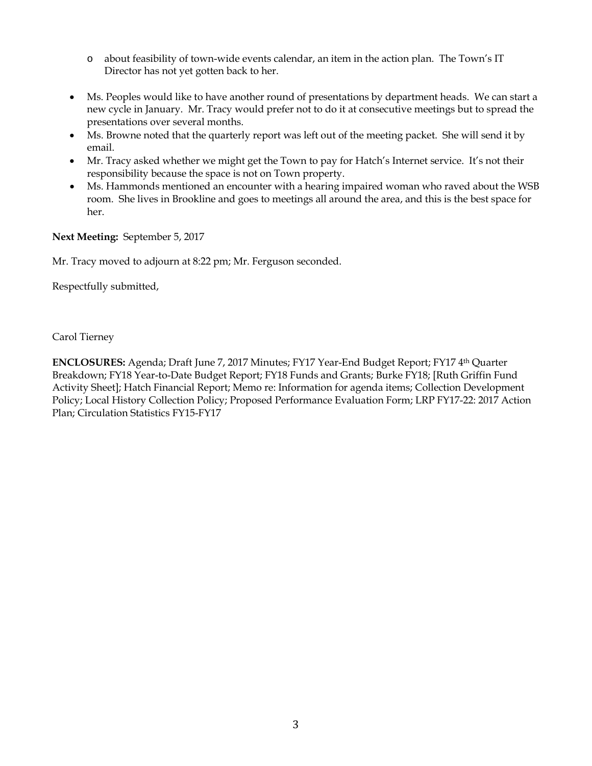- about feasibility of town-wide events calendar, an item in the action plan. The Town's IT Director has not yet gotten back to her.

- Ms. Peoples would like to have another round of presentations by department heads. We can start a new cycle in January. Mr. Tracy would prefer not to do it at consecutive meetings but to spread the presentations over several months.
- Ms. Browne noted that the quarterly report was left out of the meeting packet. She will send it by email.
- Mr. Tracy asked whether we might get the Town to pay for Hatch's Internet service. It's not their responsibility because the space is not on Town property.
- Ms. Hammonds mentioned an encounter with a hearing impaired woman who raved about the WSB room. She lives in Brookline and goes to meetings all around the area, and this is the best space for her.

**Next Meeting:** September 5, 2017

Mr. Tracy moved to adjourn at 8:22 pm; Mr. Ferguson seconded.

Respectfully submitted,

Carol Tierney

**ENCLOSURES:** Agenda; Draft June 7, 2017 Minutes; FY17 Year-End Budget Report; FY17 4th Quarter Breakdown; FY18 Year-to-Date Budget Report; FY18 Funds and Grants; Burke FY18; [Ruth Griffin Fund Activity Sheet]; Hatch Financial Report; Memo re: Information for agenda items; Collection Development Policy; Local History Collection Policy; Proposed Performance Evaluation Form; LRP FY17-22: 2017 Action Plan; Circulation Statistics FY15-FY17